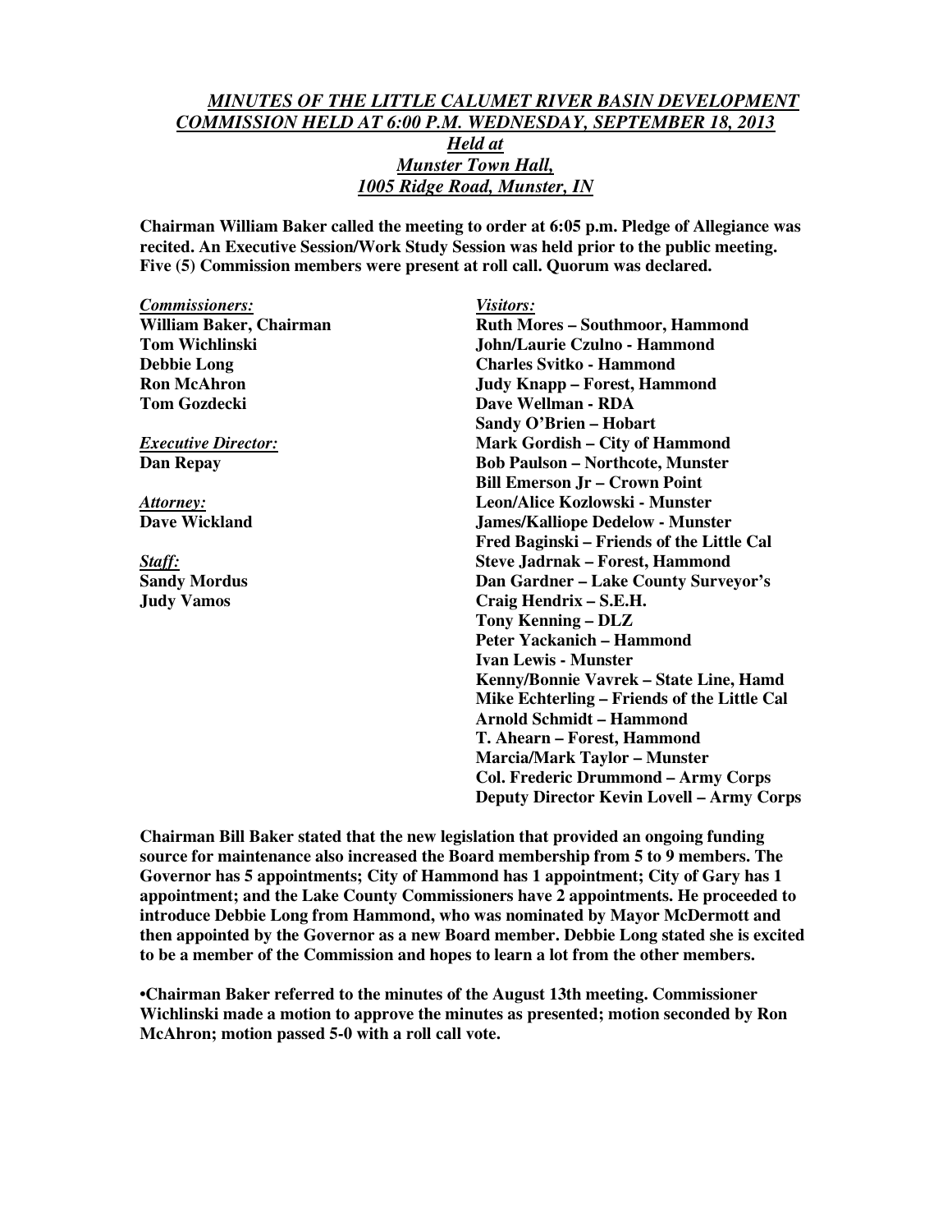# *MINUTES OF THE LITTLE CALUMET RIVER BASIN DEVELOPMENT COMMISSION HELD AT 6:00 P.M. WEDNESDAY, SEPTEMBER 18, 2013*
## *Held at*
## *Munster Town Hall,*
## *1005 Ridge Road, Munster, IN*

**Chairman William Baker called the meeting to order at 6:05 p.m. Pledge of Allegiance was recited. An Executive Session/Work Study Session was held prior to the public meeting. Five (5) Commission members were present at roll call. Quorum was declared.**

***Commissioners:***
**William Baker, Chairman**
**Tom Wichlinski**
**Debbie Long**
**Ron McAhron**
**Tom Gozdecki**

***Executive Director:***
**Dan Repay**

***Attorney:***
**Dave Wickland**

***Staff:***
**Sandy Mordus**
**Judy Vamos**

***Visitors:***
**Ruth Mores – Southmoor, Hammond**
**John/Laurie Czulno - Hammond**
**Charles Svitko - Hammond**
**Judy Knapp – Forest, Hammond**
**Dave Wellman - RDA**
**Sandy O'Brien – Hobart**
**Mark Gordish – City of Hammond**
**Bob Paulson – Northcote, Munster**
**Bill Emerson Jr – Crown Point**
**Leon/Alice Kozlowski - Munster**
**James/Kalliope Dedelow - Munster**
**Fred Baginski – Friends of the Little Cal**
**Steve Jadrnak – Forest, Hammond**
**Dan Gardner – Lake County Surveyor's**
**Craig Hendrix – S.E.H.**
**Tony Kenning – DLZ**
**Peter Yackanich – Hammond**
**Ivan Lewis - Munster**
**Kenny/Bonnie Vavrek – State Line, Hamd**
**Mike Echterling – Friends of the Little Cal**
**Arnold Schmidt – Hammond**
**T. Ahearn – Forest, Hammond**
**Marcia/Mark Taylor – Munster**
**Col. Frederic Drummond – Army Corps**
**Deputy Director Kevin Lovell – Army Corps**

**Chairman Bill Baker stated that the new legislation that provided an ongoing funding source for maintenance also increased the Board membership from 5 to 9 members. The Governor has 5 appointments; City of Hammond has 1 appointment; City of Gary has 1 appointment; and the Lake County Commissioners have 2 appointments. He proceeded to introduce Debbie Long from Hammond, who was nominated by Mayor McDermott and then appointed by the Governor as a new Board member. Debbie Long stated she is excited to be a member of the Commission and hopes to learn a lot from the other members.**

**•Chairman Baker referred to the minutes of the August 13th meeting. Commissioner Wichlinski made a motion to approve the minutes as presented; motion seconded by Ron McAhron; motion passed 5-0 with a roll call vote.**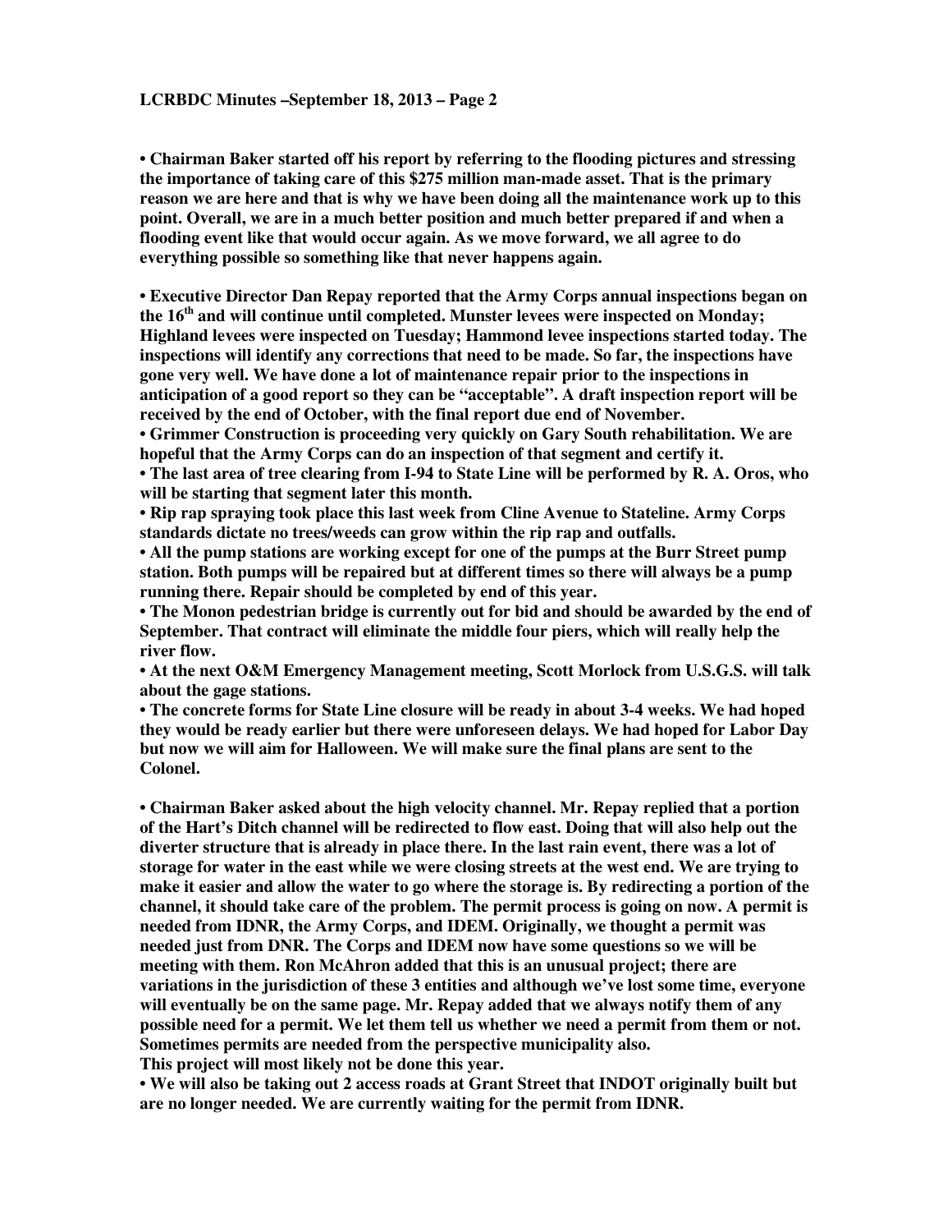**• Chairman Baker started off his report by referring to the flooding pictures and stressing the importance of taking care of this $275 million man-made asset. That is the primary reason we are here and that is why we have been doing all the maintenance work up to this point. Overall, we are in a much better position and much better prepared if and when a flooding event like that would occur again. As we move forward, we all agree to do everything possible so something like that never happens again.**

**• Executive Director Dan Repay reported that the Army Corps annual inspections began on the 16th and will continue until completed. Munster levees were inspected on Monday; Highland levees were inspected on Tuesday; Hammond levee inspections started today. The inspections will identify any corrections that need to be made. So far, the inspections have gone very well. We have done a lot of maintenance repair prior to the inspections in anticipation of a good report so they can be "acceptable". A draft inspection report will be received by the end of October, with the final report due end of November.**

**• Grimmer Construction is proceeding very quickly on Gary South rehabilitation. We are hopeful that the Army Corps can do an inspection of that segment and certify it.**

**• The last area of tree clearing from I-94 to State Line will be performed by R. A. Oros, who will be starting that segment later this month.**

**• Rip rap spraying took place this last week from Cline Avenue to Stateline. Army Corps standards dictate no trees/weeds can grow within the rip rap and outfalls.**

**• All the pump stations are working except for one of the pumps at the Burr Street pump station. Both pumps will be repaired but at different times so there will always be a pump running there. Repair should be completed by end of this year.**

**• The Monon pedestrian bridge is currently out for bid and should be awarded by the end of September. That contract will eliminate the middle four piers, which will really help the river flow.**

**• At the next O&M Emergency Management meeting, Scott Morlock from U.S.G.S. will talk about the gage stations.**

**• The concrete forms for State Line closure will be ready in about 3-4 weeks. We had hoped they would be ready earlier but there were unforeseen delays. We had hoped for Labor Day but now we will aim for Halloween. We will make sure the final plans are sent to the Colonel.**

**• Chairman Baker asked about the high velocity channel. Mr. Repay replied that a portion of the Hart's Ditch channel will be redirected to flow east. Doing that will also help out the diverter structure that is already in place there. In the last rain event, there was a lot of storage for water in the east while we were closing streets at the west end. We are trying to make it easier and allow the water to go where the storage is. By redirecting a portion of the channel, it should take care of the problem. The permit process is going on now. A permit is needed from IDNR, the Army Corps, and IDEM. Originally, we thought a permit was needed just from DNR. The Corps and IDEM now have some questions so we will be meeting with them. Ron McAhron added that this is an unusual project; there are variations in the jurisdiction of these 3 entities and although we've lost some time, everyone will eventually be on the same page. Mr. Repay added that we always notify them of any possible need for a permit. We let them tell us whether we need a permit from them or not. Sometimes permits are needed from the perspective municipality also.**
**This project will most likely not be done this year.**

**• We will also be taking out 2 access roads at Grant Street that INDOT originally built but are no longer needed. We are currently waiting for the permit from IDNR.**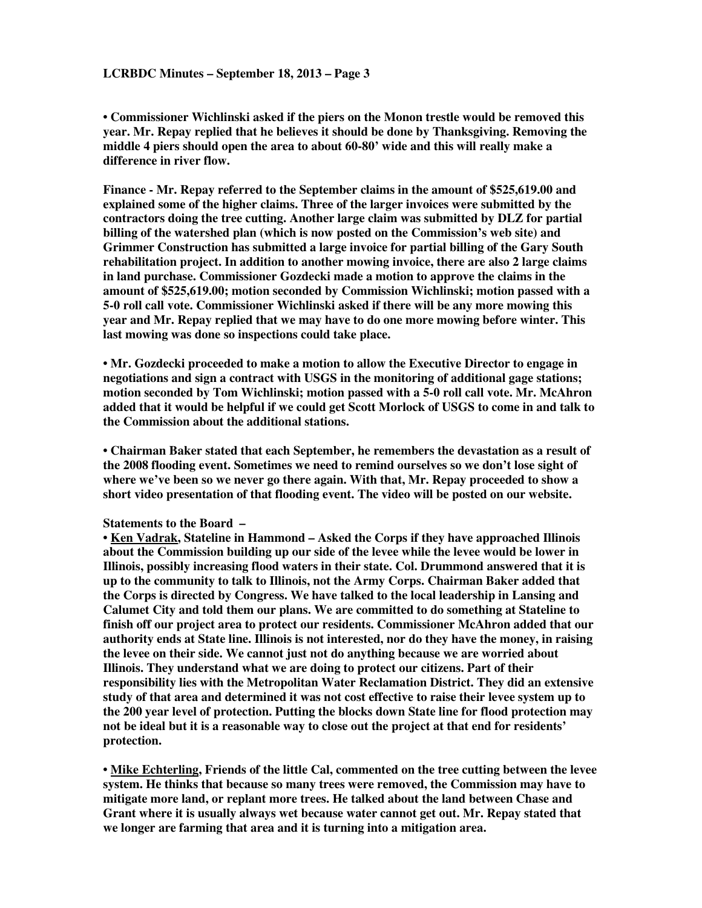**• Commissioner Wichlinski asked if the piers on the Monon trestle would be removed this year. Mr. Repay replied that he believes it should be done by Thanksgiving. Removing the middle 4 piers should open the area to about 60-80' wide and this will really make a difference in river flow.**

**Finance - Mr. Repay referred to the September claims in the amount of $525,619.00 and explained some of the higher claims. Three of the larger invoices were submitted by the contractors doing the tree cutting. Another large claim was submitted by DLZ for partial billing of the watershed plan (which is now posted on the Commission's web site) and Grimmer Construction has submitted a large invoice for partial billing of the Gary South rehabilitation project. In addition to another mowing invoice, there are also 2 large claims in land purchase. Commissioner Gozdecki made a motion to approve the claims in the amount of $525,619.00; motion seconded by Commission Wichlinski; motion passed with a 5-0 roll call vote. Commissioner Wichlinski asked if there will be any more mowing this year and Mr. Repay replied that we may have to do one more mowing before winter. This last mowing was done so inspections could take place.**

**• Mr. Gozdecki proceeded to make a motion to allow the Executive Director to engage in negotiations and sign a contract with USGS in the monitoring of additional gage stations; motion seconded by Tom Wichlinski; motion passed with a 5-0 roll call vote. Mr. McAhron added that it would be helpful if we could get Scott Morlock of USGS to come in and talk to the Commission about the additional stations.**

**• Chairman Baker stated that each September, he remembers the devastation as a result of the 2008 flooding event. Sometimes we need to remind ourselves so we don't lose sight of where we've been so we never go there again. With that, Mr. Repay proceeded to show a short video presentation of that flooding event. The video will be posted on our website.**

**Statements to the Board –**

**• Ken Vadrak, Stateline in Hammond – Asked the Corps if they have approached Illinois about the Commission building up our side of the levee while the levee would be lower in Illinois, possibly increasing flood waters in their state. Col. Drummond answered that it is up to the community to talk to Illinois, not the Army Corps. Chairman Baker added that the Corps is directed by Congress. We have talked to the local leadership in Lansing and Calumet City and told them our plans. We are committed to do something at Stateline to finish off our project area to protect our residents. Commissioner McAhron added that our authority ends at State line. Illinois is not interested, nor do they have the money, in raising the levee on their side. We cannot just not do anything because we are worried about Illinois. They understand what we are doing to protect our citizens. Part of their responsibility lies with the Metropolitan Water Reclamation District. They did an extensive study of that area and determined it was not cost effective to raise their levee system up to the 200 year level of protection. Putting the blocks down State line for flood protection may not be ideal but it is a reasonable way to close out the project at that end for residents' protection.**

**• Mike Echterling, Friends of the little Cal, commented on the tree cutting between the levee system. He thinks that because so many trees were removed, the Commission may have to mitigate more land, or replant more trees. He talked about the land between Chase and Grant where it is usually always wet because water cannot get out. Mr. Repay stated that we longer are farming that area and it is turning into a mitigation area.**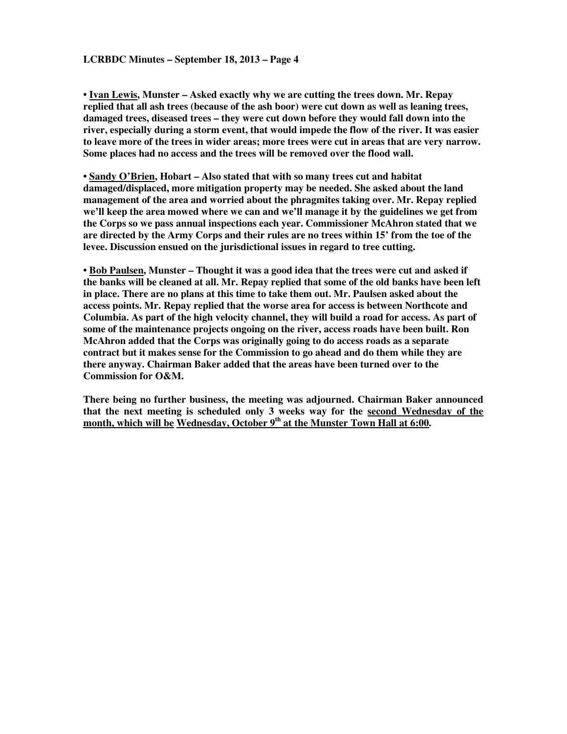**• Ivan Lewis, Munster – Asked exactly why we are cutting the trees down. Mr. Repay replied that all ash trees (because of the ash boor) were cut down as well as leaning trees, damaged trees, diseased trees – they were cut down before they would fall down into the river, especially during a storm event, that would impede the flow of the river. It was easier to leave more of the trees in wider areas; more trees were cut in areas that are very narrow. Some places had no access and the trees will be removed over the flood wall.**

**• Sandy O'Brien, Hobart – Also stated that with so many trees cut and habitat damaged/displaced, more mitigation property may be needed. She asked about the land management of the area and worried about the phragmites taking over. Mr. Repay replied we'll keep the area mowed where we can and we'll manage it by the guidelines we get from the Corps so we pass annual inspections each year. Commissioner McAhron stated that we are directed by the Army Corps and their rules are no trees within 15' from the toe of the levee. Discussion ensued on the jurisdictional issues in regard to tree cutting.**

**• Bob Paulsen, Munster – Thought it was a good idea that the trees were cut and asked if the banks will be cleaned at all. Mr. Repay replied that some of the old banks have been left in place. There are no plans at this time to take them out. Mr. Paulsen asked about the access points. Mr. Repay replied that the worse area for access is between Northcote and Columbia. As part of the high velocity channel, they will build a road for access. As part of some of the maintenance projects ongoing on the river, access roads have been built. Ron McAhron added that the Corps was originally going to do access roads as a separate contract but it makes sense for the Commission to go ahead and do them while they are there anyway. Chairman Baker added that the areas have been turned over to the Commission for O&M.**

**There being no further business, the meeting was adjourned. Chairman Baker announced that the next meeting is scheduled only 3 weeks way for the second Wednesday of the month, which will be Wednesday, October 9th at the Munster Town Hall at 6:00.**